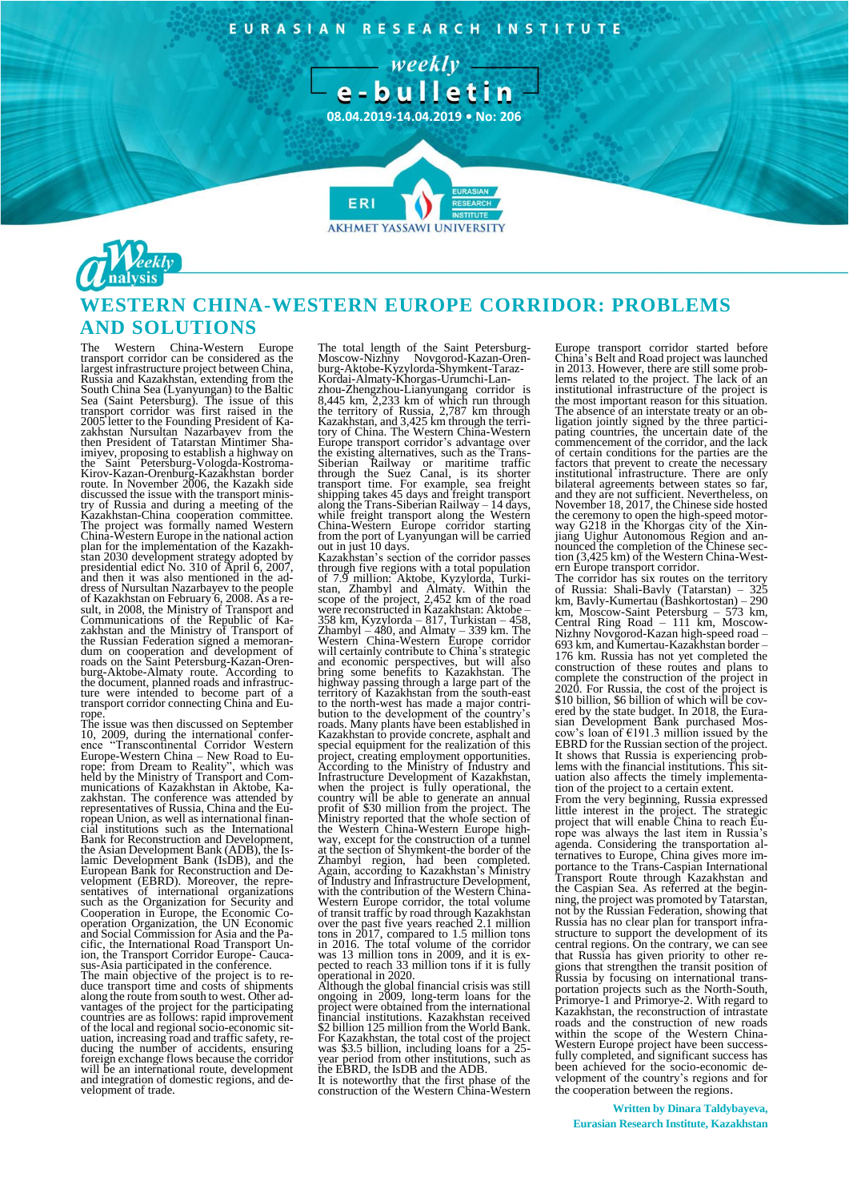EURASIAN RESEARCH INSTITUTE

weekly e-bulletin

08.04.2019-14.04.2019 • No: 206

Weekly Analysis

# WESTERN CHINA-WESTERN EUROPE CORRIDOR: PROBLEMS AND SOLUTIONS

The Western China-Western Europe transport corridor can be considered as the largest infrastructure project between China, Russia and Kazakhstan, extending from the South China Sea (Lyanyungan) to the Baltic Sea (Saint Petersburg). The issue of this transport corridor was first raised in the 2005 letter to the Founding President of Kazakhstan Nursultan Nazarbayev from the then President of Tatarstan Mintimer Shaimiyev, proposing to establish a highway on the Saint Petersburg-Vologda-Kostroma-Kirov-Kazan-Orenburg-Kazakhstan border route. In November 2006, the Kazakh side discussed the issue with the transport ministry of Russia and during a meeting of the Kazakhstan-China cooperation committee. The project was formally named Western China-Western Europe in the national action plan for the implementation of the Kazakhstan 2030 development strategy adopted by presidential edict No. 310 of April 6, 2007, and then it was also mentioned in the address of Nursultan Nazarbayev to the people of Kazakhstan on February 6, 2008. As a result, in 2008, the Ministry of Transport and Communications of the Republic of Kazakhstan and the Ministry of Transport of the Russian Federation signed a memorandum on cooperation and development of roads on the Saint Petersburg-Kazan-Orenburg-Aktobe-Almaty route. According to the document, planned roads and infrastructure were intended to become part of a transport corridor connecting China and Europe.

The issue was then discussed on September 10, 2009, during the international conference "Transcontinental Corridor Western Europe-Western China – New Road to Europe: from Dream to Reality", which was held by the Ministry of Transport and Communications of Kazakhstan in Aktobe, Kazakhstan. The conference was attended by representatives of Russia, China and the European Union, as well as international financial institutions such as the International Bank for Reconstruction and Development, the Asian Development Bank (ADB), the Islamic Development Bank (IsDB), and the European Bank for Reconstruction and Development (EBRD). Moreover, the representatives of international organizations such as the Organization for Security and Cooperation in Europe, the Economic Cooperation Organization, the UN Economic and Social Commission for Asia and the Pacific, the International Road Transport Union, the Transport Corridor Europe-Caucasus-Asia participated in the conference.

The main objective of the project is to reduce transport time and costs of shipments along the route from south to west. Other advantages of the project for the participating countries are as follows: rapid improvement of the local and regional socio-economic situation, increasing road and traffic safety, reducing the number of accidents, ensuring foreign exchange flows because the corridor will be an international route, development and integration of domestic regions, and development of trade.

The total length of the Saint Petersburg-Moscow-Nizhny Novgorod-Kazan-Orenburg-Aktobe-Kyzylorda-Shymkent-Taraz-Kordai-Almaty-Khorgas-Urumchi-Lanzhou-Zhengzhou-Lianyungang corridor is 8,445 km, 2,233 km of which run through the territory of Russia, 2,787 km through Kazakhstan, and 3,425 km through the territory of China. The Western China-Western Europe transport corridor's advantage over the existing alternatives, such as the Trans-Siberian Railway or maritime traffic through the Suez Canal, is its shorter transport time. For example, sea freight shipping takes 45 days and freight transport along the Trans-Siberian Railway – 14 days, while freight transport along the Western China-Western Europe corridor starting from the port of Lyanyungan will be carried out in just 10 days.

Kazakhstan's section of the corridor passes through five regions with a total population of 7.9 million: Aktobe, Kyzylorda, Turkistan, Zhambyl and Almaty. Within the scope of the project, 2,452 km of the road were reconstructed in Kazakhstan: Aktobe – 358 km, Kyzylorda – 817, Turkistan – 458, Zhambyl – 480, and Almaty – 339 km. The Western China-Western Europe corridor will certainly contribute to China's strategic and economic perspectives, but will also bring some benefits to Kazakhstan. The highway passing through a large part of the territory of Kazakhstan from the south-east to the north-west has made a major contribution to the development of the country's roads. Many plants have been established in Kazakhstan to provide concrete, asphalt and special equipment for the realization of this project, creating employment opportunities. According to the Ministry of Industry and Infrastructure Development of Kazakhstan, when the project is fully operational, the country will be able to generate an annual profit of $30 million from the project. The Ministry reported that the whole section of the Western China-Western Europe highway, except for the construction of a tunnel at the section of Shymkent-the border of the Zhambyl region, had been completed. Again, according to Kazakhstan's Ministry of Industry and Infrastructure Development, with the contribution of the Western China-Western Europe corridor, the total volume of transit traffic by road through Kazakhstan over the past five years reached 2.1 million tons in 2017, compared to 1.5 million tons in 2016. The total volume of the corridor was 13 million tons in 2009, and it is expected to reach 33 million tons if it is fully operational in 2020.

Although the global financial crisis was still ongoing in 2009, long-term loans for the project were obtained from the international financial institutions. Kazakhstan received $2 billion 125 million from the World Bank. For Kazakhstan, the total cost of the project was $3.5 billion, including loans for a 25-year period from other institutions, such as the EBRD, the IsDB and the ADB.

It is noteworthy that the first phase of the construction of the Western China-Western Europe transport corridor started before China's Belt and Road project was launched in 2013. However, there are still some problems related to the project. The lack of an institutional infrastructure of the project is the most important reason for this situation. The absence of an interstate treaty or an obligation jointly signed by the three participating countries, the uncertain date of the commencement of the corridor, and the lack of certain conditions for the parties are the factors that prevent to create the necessary institutional infrastructure. There are only bilateral agreements between states so far, and they are not sufficient. Nevertheless, on November 18, 2017, the Chinese side hosted the ceremony to open the high-speed motorway G218 in the Khorgas city of the Xinjiang Uighur Autonomous Region and announced the completion of the Chinese section (3,425 km) of the Western China-Western Europe transport corridor.

The corridor has six routes on the territory of Russia: Shali-Bavly (Tatarstan) – 325 km, Bavly-Kumertau (Bashkortostan) – 290 km, Moscow-Saint Petersburg – 573 km, Central Ring Road – 111 km, Moscow-Nizhny Novgorod-Kazan high-speed road – 693 km, and Kumertau-Kazakhstan border – 176 km. Russia has not yet completed the construction of these routes and plans to complete the construction of the project in 2020. For Russia, the cost of the project is $10 billion, $6 billion of which will be covered by the state budget. In 2018, the Eurasian Development Bank purchased Moscow's loan of €191.3 million issued by the EBRD for the Russian section of the project. It shows that Russia is experiencing problems with the financial institutions. This situation also affects the timely implementation of the project to a certain extent.

From the very beginning, Russia expressed little interest in the project. The strategic project that will enable China to reach Europe was always the last item in Russia's agenda. Considering the transportation alternatives to Europe, China gives more importance to the Trans-Caspian International Transport Route through Kazakhstan and the Caspian Sea. As referred at the beginning, the project was promoted by Tatarstan, not by the Russian Federation, showing that Russia has no clear plan for transport infrastructure to support the development of its central regions. On the contrary, we can see that Russia has given priority to other regions that strengthen the transit position of Russia by focusing on international transportation projects such as the North-South, Primorye-1 and Primorye-2. With regard to Kazakhstan, the reconstruction of intrastate roads and the construction of new roads within the scope of the Western China-Western Europe project have been successfully completed, and significant success has been achieved for the socio-economic development of the country's regions and for the cooperation between the regions.

**Written by Dinara Taldybayeva, Eurasian Research Institute, Kazakhstan**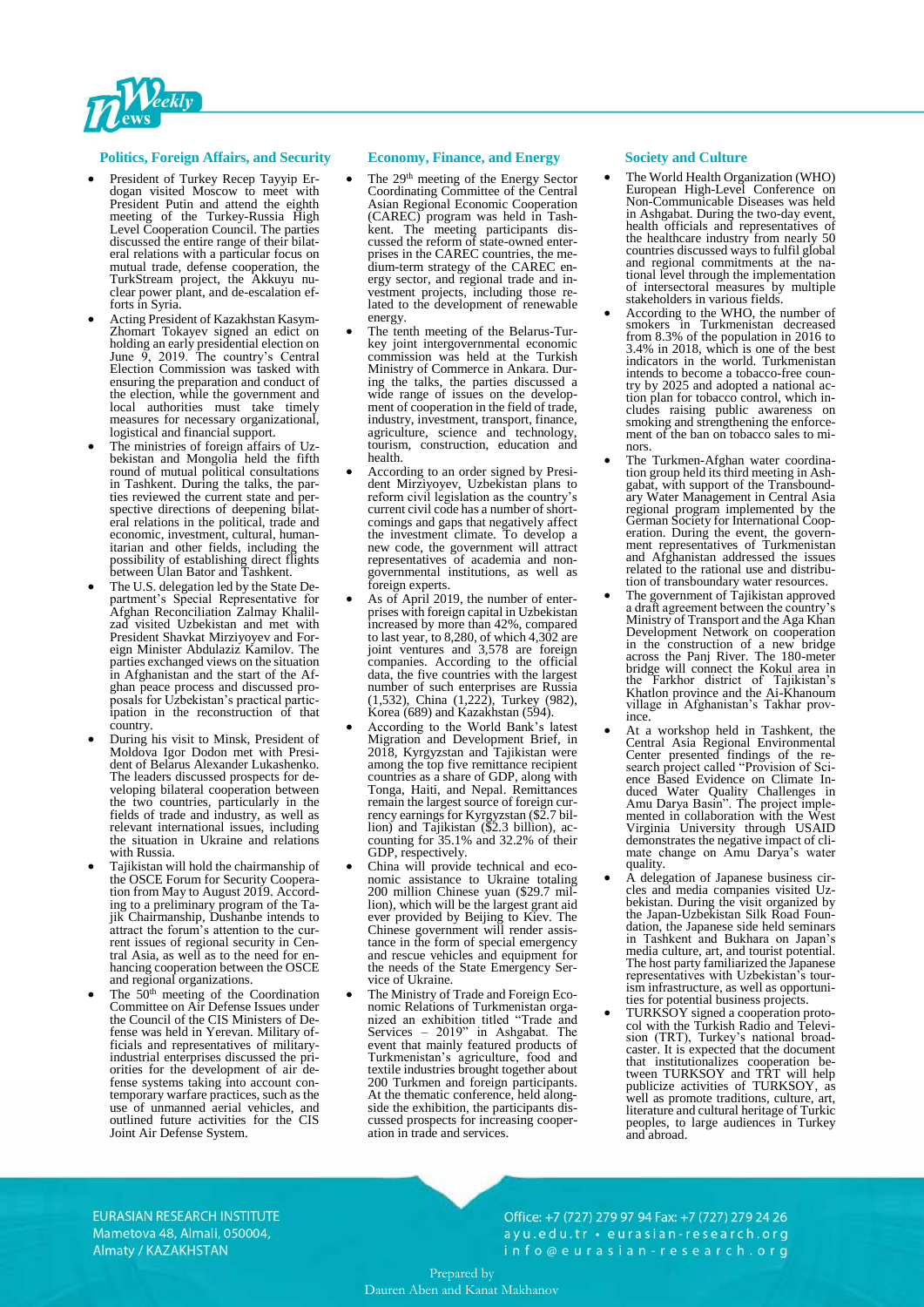## Politics, Foreign Affairs, and Security

- President of Turkey Recep Tayyip Erdogan visited Moscow to meet with President Putin and attend the eighth meeting of the Turkey-Russia High Level Cooperation Council. The parties discussed the entire range of their bilateral relations with a particular focus on mutual trade, defense cooperation, the TurkStream project, the Akkuyu nuclear power plant, and de-escalation efforts in Syria.
- Acting President of Kazakhstan Kasym-Zhomart Tokayev signed an edict on holding an early presidential election on June 9, 2019. The country's Central Election Commission was tasked with ensuring the preparation and conduct of the election, while the government and local authorities must take timely measures for necessary organizational, logistical and financial support.
- The ministries of foreign affairs of Uzbekistan and Mongolia held the fifth round of mutual political consultations in Tashkent. During the talks, the parties reviewed the current state and perspective directions of deepening bilateral relations in the political, trade and economic, investment, cultural, humanitarian and other fields, including the possibility of establishing direct flights between Ulan Bator and Tashkent.
- The U.S. delegation led by the State Department's Special Representative for Afghan Reconciliation Zalmay Khalilzad visited Uzbekistan and met with President Shavkat Mirziyoyev and Foreign Minister Abdulaziz Kamilov. The parties exchanged views on the situation in Afghanistan and the start of the Afghan peace process and discussed proposals for Uzbekistan's practical participation in the reconstruction of that country.
- During his visit to Minsk, President of Moldova Igor Dodon met with President of Belarus Alexander Lukashenko. The leaders discussed prospects for developing bilateral cooperation between the two countries, particularly in the fields of trade and industry, as well as relevant international issues, including the situation in Ukraine and relations with Russia.
- Tajikistan will hold the chairmanship of the OSCE Forum for Security Cooperation from May to August 2019. According to a preliminary program of the Tajik Chairmanship, Dushanbe intends to attract the forum's attention to the current issues of regional security in Central Asia, as well as to the need for enhancing cooperation between the OSCE and regional organizations.
- The 50th meeting of the Coordination Committee on Air Defense Issues under the Council of the CIS Ministers of Defense was held in Yerevan. Military officials and representatives of military-industrial enterprises discussed the priorities for the development of air defense systems taking into account contemporary warfare practices, such as the use of unmanned aerial vehicles, and outlined future activities for the CIS Joint Air Defense System.

## Economy, Finance, and Energy

- The 29th meeting of the Energy Sector Coordinating Committee of the Central Asian Regional Economic Cooperation (CAREC) program was held in Tashkent. The meeting participants discussed the reform of state-owned enterprises in the CAREC countries, the medium-term strategy of the CAREC energy sector, and regional trade and investment projects, including those related to the development of renewable energy.
- The tenth meeting of the Belarus-Turkey joint intergovernmental economic commission was held at the Turkish Ministry of Commerce in Ankara. During the talks, the parties discussed a wide range of issues on the development of cooperation in the field of trade, industry, investment, transport, finance, agriculture, science and technology, tourism, construction, education and health.
- According to an order signed by President Mirziyoyev, Uzbekistan plans to reform civil legislation as the country's current civil code has a number of shortcomings and gaps that negatively affect the investment climate. To develop a new code, the government will attract representatives of academia and non-governmental institutions, as well as foreign experts.
- As of April 2019, the number of enterprises with foreign capital in Uzbekistan increased by more than 42%, compared to last year, to 8,280, of which 4,302 are joint ventures and 3,578 are foreign companies. According to the official data, the five countries with the largest number of such enterprises are Russia (1,532), China (1,222), Turkey (982), Korea (689) and Kazakhstan (594).
- According to the World Bank's latest Migration and Development Brief, in 2018, Kyrgyzstan and Tajikistan were among the top five remittance recipient countries as a share of GDP, along with Tonga, Haiti, and Nepal. Remittances remain the largest source of foreign currency earnings for Kyrgyzstan ($2.7 billion) and Tajikistan ($2.3 billion), accounting for 35.1% and 32.2% of their GDP, respectively.
- China will provide technical and economic assistance to Ukraine totaling 200 million Chinese yuan ($29.7 million), which will be the largest grant aid ever provided by Beijing to Kiev. The Chinese government will render assistance in the form of special emergency and rescue vehicles and equipment for the needs of the State Emergency Service of Ukraine.
- The Ministry of Trade and Foreign Economic Relations of Turkmenistan organized an exhibition titled "Trade and Services – 2019" in Ashgabat. The event that mainly featured products of Turkmenistan's agriculture, food and textile industries brought together about 200 Turkmen and foreign participants. At the thematic conference, held alongside the exhibition, the participants discussed prospects for increasing cooperation in trade and services.

## Society and Culture

- The World Health Organization (WHO) European High-Level Conference on Non-Communicable Diseases was held in Ashgabat. During the two-day event, health officials and representatives of the healthcare industry from nearly 50 countries discussed ways to fulfil global and regional commitments at the national level through the implementation of intersectoral measures by multiple stakeholders in various fields.
- According to the WHO, the number of smokers in Turkmenistan decreased from 8.3% of the population in 2016 to 3.4% in 2018, which is one of the best indicators in the world. Turkmenistan intends to become a tobacco-free country by 2025 and adopted a national action plan for tobacco control, which includes raising public awareness on smoking and strengthening the enforcement of the ban on tobacco sales to minors.
- The Turkmen-Afghan water coordination group held its third meeting in Ashgabat, with support of the Transboundary Water Management in Central Asia regional program implemented by the German Society for International Cooperation. During the event, the government representatives of Turkmenistan and Afghanistan addressed the issues related to the rational use and distribution of transboundary water resources.
- The government of Tajikistan approved a draft agreement between the country's Ministry of Transport and the Aga Khan Development Network on cooperation in the construction of a new bridge across the Panj River. The 180-meter bridge will connect the Kokul area in the Farkhor district of Tajikistan's Khatlon province and the Ai-Khanoum village in Afghanistan's Takhar province.
- At a workshop held in Tashkent, the Central Asia Regional Environmental Center presented findings of the research project called "Provision of Science Based Evidence on Climate Induced Water Quality Challenges in Amu Darya Basin". The project implemented in collaboration with the West Virginia University through USAID demonstrates the negative impact of climate change on Amu Darya's water quality.
- A delegation of Japanese business circles and media companies visited Uzbekistan. During the visit organized by the Japan-Uzbekistan Silk Road Foundation, the Japanese side held seminars in Tashkent and Bukhara on Japan's media culture, art, and tourist potential. The host party familiarized the Japanese representatives with Uzbekistan's tourism infrastructure, as well as opportunities for potential business projects.
- TURKSOY signed a cooperation protocol with the Turkish Radio and Television (TRT), Turkey's national broadcaster. It is expected that the document that institutionalizes cooperation between TURKSOY and TRT will help publicize activities of TURKSOY, as well as promote traditions, culture, art, literature and cultural heritage of Turkic peoples, to large audiences in Turkey and abroad.

EURASIAN RESEARCH INSTITUTE
Mametova 48, Almali, 050004,
Almaty / KAZAKHSTAN

Office: +7 (727) 279 97 94 Fax: +7 (727) 279 24 26
ayu.edu.tr • eurasian-research.org
info@eurasian-research.org

Prepared by
Dauren Aben and Kanat Makhanov